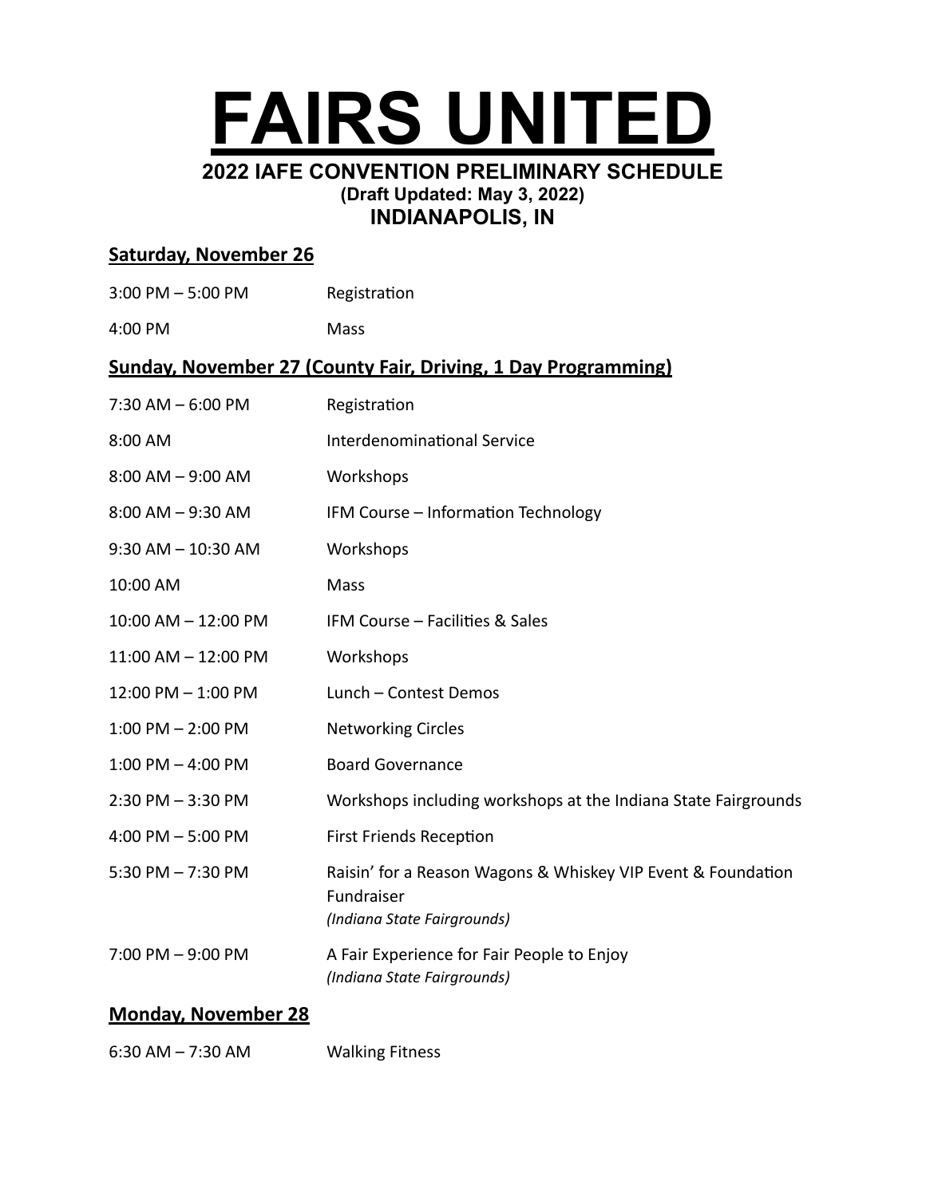# FAIRS UNITED

## 2022 IAFE CONVENTION PRELIMINARY SCHEDULE

**(Draft Updated: May 3, 2022)**

**INDIANAPOLIS, IN**

### Saturday, November 26

| | |
|---|---|
| 3:00 PM – 5:00 PM | Registration |
| 4:00 PM | Mass |

### Sunday, November 27 (County Fair, Driving, 1 Day Programming)

| | |
|---|---|
| 7:30 AM – 6:00 PM | Registration |
| 8:00 AM | Interdenominational Service |
| 8:00 AM – 9:00 AM | Workshops |
| 8:00 AM – 9:30 AM | IFM Course – Information Technology |
| 9:30 AM – 10:30 AM | Workshops |
| 10:00 AM | Mass |
| 10:00 AM – 12:00 PM | IFM Course – Facilities & Sales |
| 11:00 AM – 12:00 PM | Workshops |
| 12:00 PM – 1:00 PM | Lunch – Contest Demos |
| 1:00 PM – 2:00 PM | Networking Circles |
| 1:00 PM – 4:00 PM | Board Governance |
| 2:30 PM – 3:30 PM | Workshops including workshops at the Indiana State Fairgrounds |
| 4:00 PM – 5:00 PM | First Friends Reception |
| 5:30 PM – 7:30 PM | Raisin' for a Reason Wagons & Whiskey VIP Event & Foundation Fundraiser *(Indiana State Fairgrounds)* |
| 7:00 PM – 9:00 PM | A Fair Experience for Fair People to Enjoy *(Indiana State Fairgrounds)* |

### Monday, November 28

| | |
|---|---|
| 6:30 AM – 7:30 AM | Walking Fitness |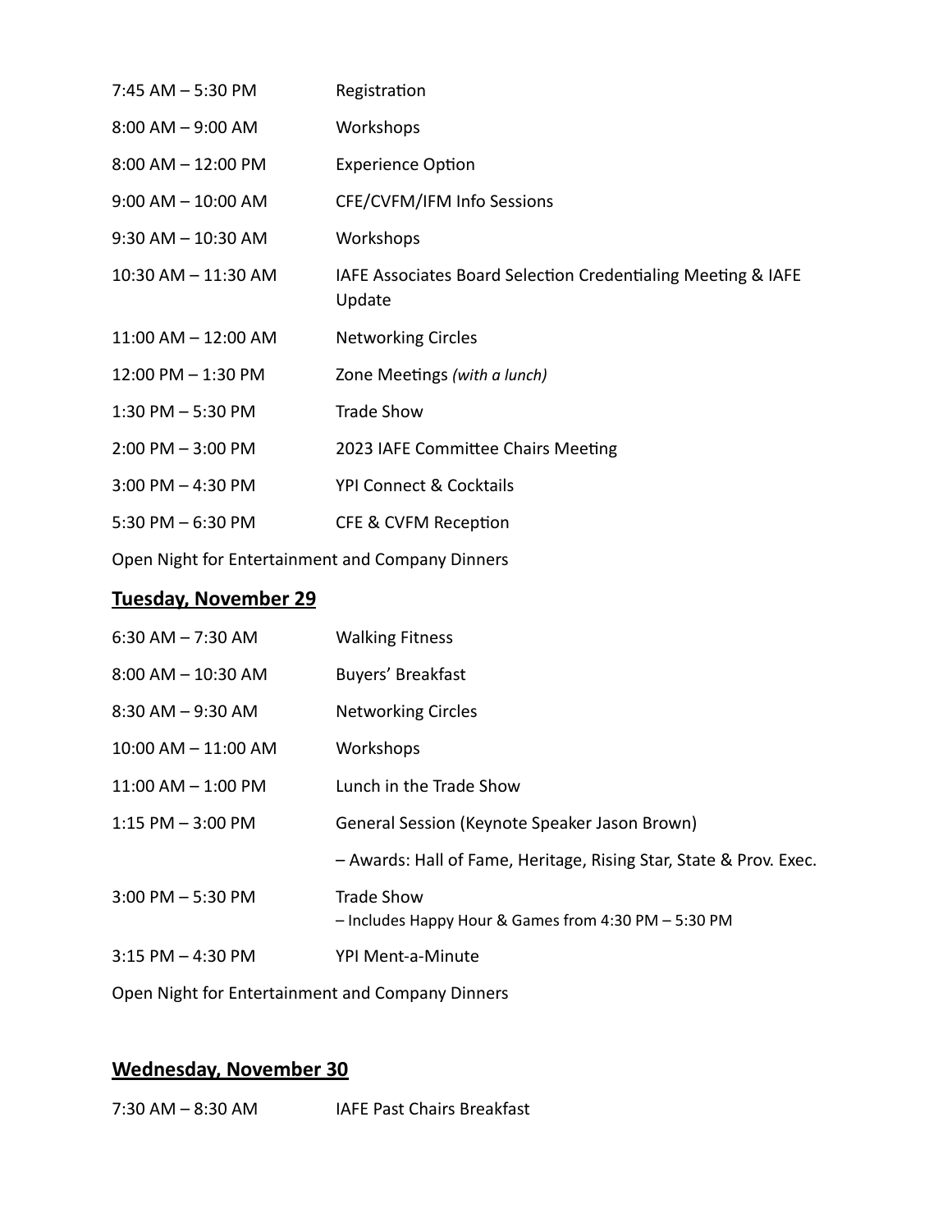| | |
|---|---|
| 7:45 AM – 5:30 PM | Registration |
| 8:00 AM – 9:00 AM | Workshops |
| 8:00 AM – 12:00 PM | Experience Option |
| 9:00 AM – 10:00 AM | CFE/CVFM/IFM Info Sessions |
| 9:30 AM – 10:30 AM | Workshops |
| 10:30 AM – 11:30 AM | IAFE Associates Board Selection Credentialing Meeting & IAFE Update |
| 11:00 AM – 12:00 AM | Networking Circles |
| 12:00 PM – 1:30 PM | Zone Meetings *(with a lunch)* |
| 1:30 PM – 5:30 PM | Trade Show |
| 2:00 PM – 3:00 PM | 2023 IAFE Committee Chairs Meeting |
| 3:00 PM – 4:30 PM | YPI Connect & Cocktails |
| 5:30 PM – 6:30 PM | CFE & CVFM Reception |

Open Night for Entertainment and Company Dinners

## Tuesday, November 29

| | |
|---|---|
| 6:30 AM – 7:30 AM | Walking Fitness |
| 8:00 AM – 10:30 AM | Buyers' Breakfast |
| 8:30 AM – 9:30 AM | Networking Circles |
| 10:00 AM – 11:00 AM | Workshops |
| 11:00 AM – 1:00 PM | Lunch in the Trade Show |
| 1:15 PM – 3:00 PM | General Session (Keynote Speaker Jason Brown) |
| | – Awards: Hall of Fame, Heritage, Rising Star, State & Prov. Exec. |
| 3:00 PM – 5:30 PM | Trade Show<br>– Includes Happy Hour & Games from 4:30 PM – 5:30 PM |
| 3:15 PM – 4:30 PM | YPI Ment-a-Minute |

Open Night for Entertainment and Company Dinners

## Wednesday, November 30

| | |
|---|---|
| 7:30 AM – 8:30 AM | IAFE Past Chairs Breakfast |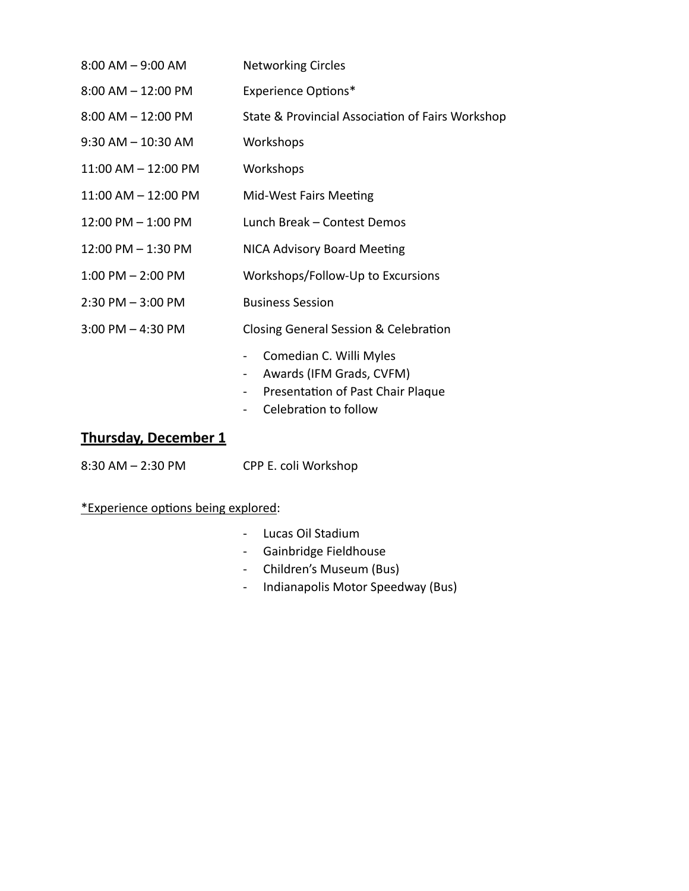| | |
|---|---|
| 8:00 AM – 9:00 AM | Networking Circles |
| 8:00 AM – 12:00 PM | Experience Options* |
| 8:00 AM – 12:00 PM | State & Provincial Association of Fairs Workshop |
| 9:30 AM – 10:30 AM | Workshops |
| 11:00 AM – 12:00 PM | Workshops |
| 11:00 AM – 12:00 PM | Mid-West Fairs Meeting |
| 12:00 PM – 1:00 PM | Lunch Break – Contest Demos |
| 12:00 PM – 1:30 PM | NICA Advisory Board Meeting |
| 1:00 PM – 2:00 PM | Workshops/Follow-Up to Excursions |
| 2:30 PM – 3:00 PM | Business Session |
| 3:00 PM – 4:30 PM | Closing General Session & Celebration |

- Comedian C. Willi Myles
- Awards (IFM Grads, CVFM)
- Presentation of Past Chair Plaque
- Celebration to follow

## Thursday, December 1

| | |
|---|---|
| 8:30 AM – 2:30 PM | CPP E. coli Workshop |

*Experience options being explored:

- Lucas Oil Stadium
- Gainbridge Fieldhouse
- Children's Museum (Bus)
- Indianapolis Motor Speedway (Bus)